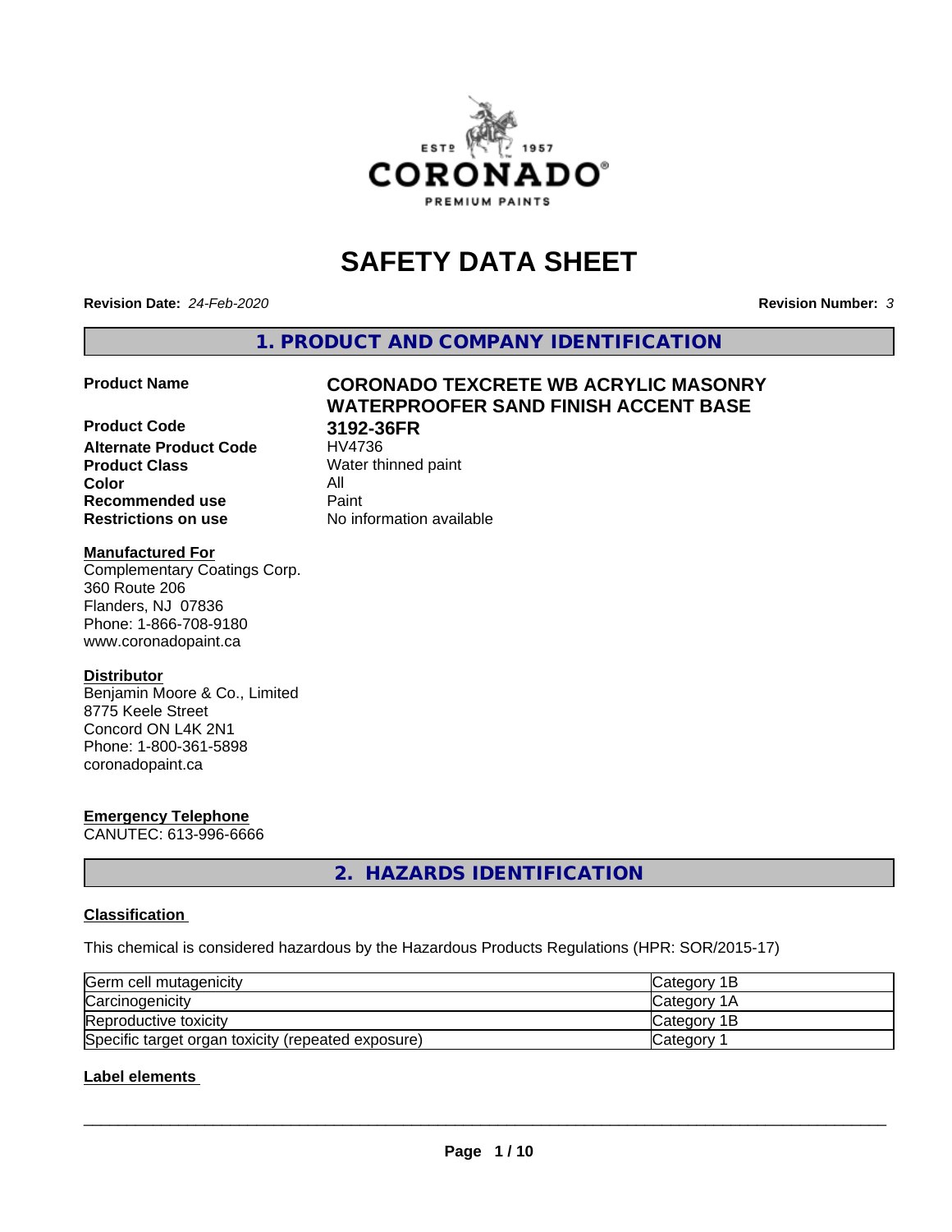# SAFETY DATA SHEET

**Revision Date:** *24-Feb-2020*

**Revision Number:** *3*

## 1. PRODUCT AND COMPANY IDENTIFICATION

| | |
|---|---|
| **Product Name** | **CORONADO TEXCRETE WB ACRYLIC MASONRY WATERPROOFER SAND FINISH ACCENT BASE** |
| **Product Code** | **3192-36FR** |
| **Alternate Product Code** | HV4736 |
| **Product Class** | Water thinned paint |
| **Color** | All |
| **Recommended use** | Paint |
| **Restrictions on use** | No information available |

**Manufactured For**

Complementary Coatings Corp.
360 Route 206
Flanders, NJ 07836
Phone: 1-866-708-9180
www.coronadopaint.ca

**Distributor**

Benjamin Moore & Co., Limited
8775 Keele Street
Concord ON L4K 2N1
Phone: 1-800-361-5898
coronadopaint.ca

**Emergency Telephone**

CANUTEC: 613-996-6666

## 2. HAZARDS IDENTIFICATION

**Classification**

This chemical is considered hazardous by the Hazardous Products Regulations (HPR: SOR/2015-17)

| | |
|---|---|
| Germ cell mutagenicity | Category 1B |
| Carcinogenicity | Category 1A |
| Reproductive toxicity | Category 1B |
| Specific target organ toxicity (repeated exposure) | Category 1 |

**Label elements**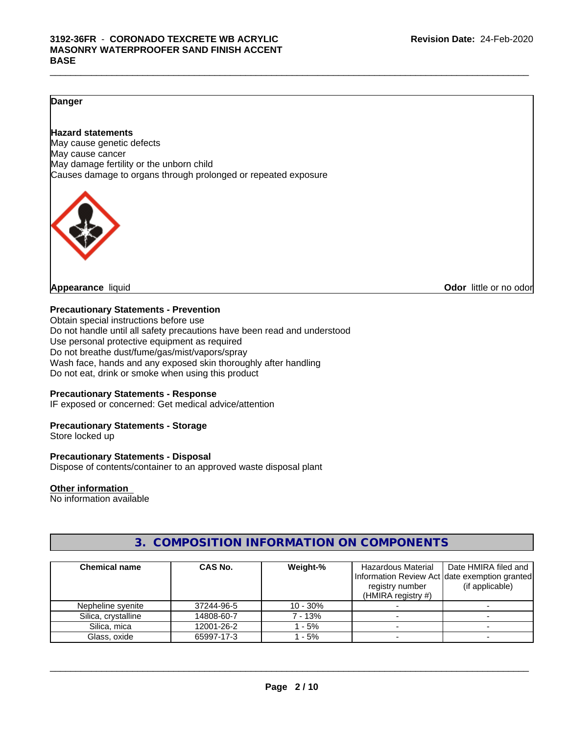**Danger**

**Hazard statements**
May cause genetic defects
May cause cancer
May damage fertility or the unborn child
Causes damage to organs through prolonged or repeated exposure

**Appearance** liquid **Odor** little or no odor

**Precautionary Statements - Prevention**
Obtain special instructions before use
Do not handle until all safety precautions have been read and understood
Use personal protective equipment as required
Do not breathe dust/fume/gas/mist/vapors/spray
Wash face, hands and any exposed skin thoroughly after handling
Do not eat, drink or smoke when using this product

**Precautionary Statements - Response**
IF exposed or concerned: Get medical advice/attention

**Precautionary Statements - Storage**
Store locked up

**Precautionary Statements - Disposal**
Dispose of contents/container to an approved waste disposal plant

**Other information**
No information available

## 3. COMPOSITION INFORMATION ON COMPONENTS

| Chemical name | CAS No. | Weight-% | Hazardous Material Information Review Act registry number (HMIRA registry #) | Date HMIRA filed and date exemption granted (if applicable) |
|---|---|---|---|---|
| Nepheline syenite | 37244-96-5 | 10 - 30% | - | - |
| Silica, crystalline | 14808-60-7 | 7 - 13% | - | - |
| Silica, mica | 12001-26-2 | 1 - 5% | - | - |
| Glass, oxide | 65997-17-3 | 1 - 5% | - | - |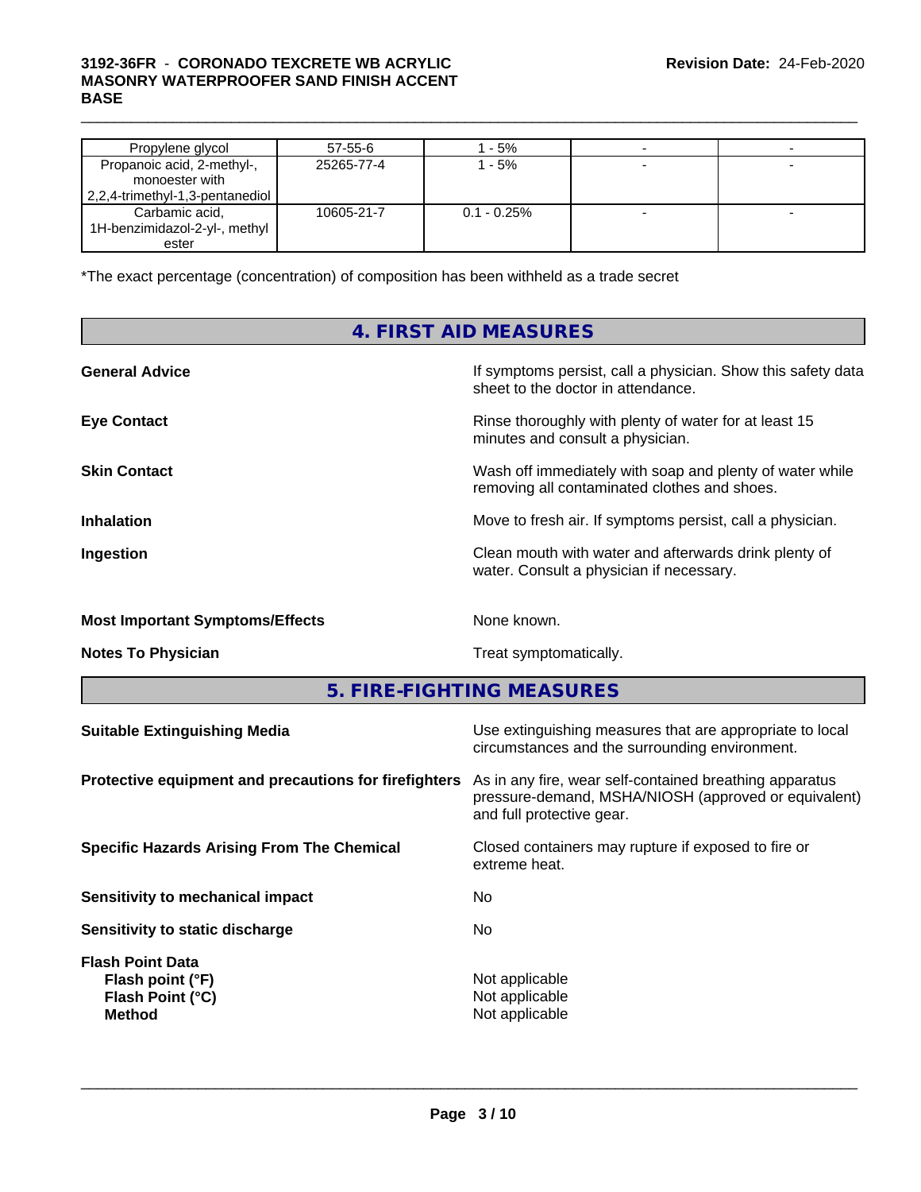| | | | | |
|---|---|---|---|---|
| Propylene glycol | 57-55-6 | 1 - 5% | - | - |
| Propanoic acid, 2-methyl-, monoester with 2,2,4-trimethyl-1,3-pentanediol | 25265-77-4 | 1 - 5% | - | - |
| Carbamic acid, 1H-benzimidazol-2-yl-, methyl ester | 10605-21-7 | 0.1 - 0.25% | - | - |

*The exact percentage (concentration) of composition has been withheld as a trade secret

## 4. FIRST AID MEASURES

**General Advice** If symptoms persist, call a physician. Show this safety data sheet to the doctor in attendance.

**Eye Contact** Rinse thoroughly with plenty of water for at least 15 minutes and consult a physician.

**Skin Contact** Wash off immediately with soap and plenty of water while removing all contaminated clothes and shoes.

**Inhalation** Move to fresh air. If symptoms persist, call a physician.

**Ingestion** Clean mouth with water and afterwards drink plenty of water. Consult a physician if necessary.

**Most Important Symptoms/Effects** None known.

**Notes To Physician** Treat symptomatically.

## 5. FIRE-FIGHTING MEASURES

**Suitable Extinguishing Media** Use extinguishing measures that are appropriate to local circumstances and the surrounding environment.

**Protective equipment and precautions for firefighters** As in any fire, wear self-contained breathing apparatus pressure-demand, MSHA/NIOSH (approved or equivalent) and full protective gear.

**Specific Hazards Arising From The Chemical** Closed containers may rupture if exposed to fire or extreme heat.

**Sensitivity to mechanical impact** No

**Sensitivity to static discharge** No

**Flash Point Data**
**Flash point (°F)** Not applicable
**Flash Point (°C)** Not applicable
**Method** Not applicable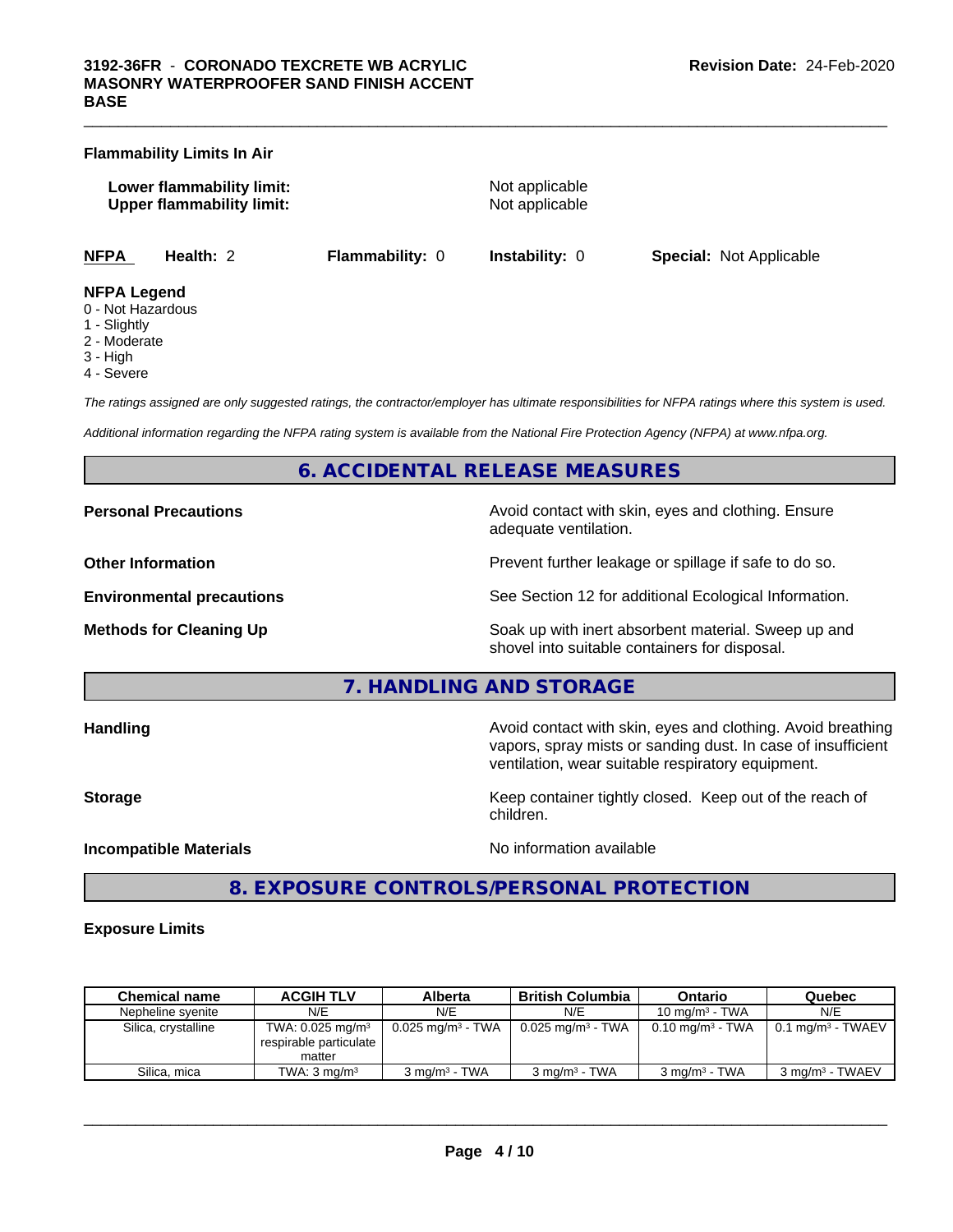**Flammability Limits In Air**

**Lower flammability limit:** Not applicable
**Upper flammability limit:** Not applicable

| **NFPA** | **Health:** 2 | **Flammability:** 0 | **Instability:** 0 | **Special:** Not Applicable |
|---|---|---|---|---|

**NFPA Legend**
- 0 - Not Hazardous
- 1 - Slightly
- 2 - Moderate
- 3 - High
- 4 - Severe

*The ratings assigned are only suggested ratings, the contractor/employer has ultimate responsibilities for NFPA ratings where this system is used.*

*Additional information regarding the NFPA rating system is available from the National Fire Protection Agency (NFPA) at www.nfpa.org.*

## 6. ACCIDENTAL RELEASE MEASURES

**Personal Precautions** — Avoid contact with skin, eyes and clothing. Ensure adequate ventilation.

**Other Information** — Prevent further leakage or spillage if safe to do so.

**Environmental precautions** — See Section 12 for additional Ecological Information.

**Methods for Cleaning Up** — Soak up with inert absorbent material. Sweep up and shovel into suitable containers for disposal.

## 7. HANDLING AND STORAGE

**Handling** — Avoid contact with skin, eyes and clothing. Avoid breathing vapors, spray mists or sanding dust. In case of insufficient ventilation, wear suitable respiratory equipment.

**Storage** — Keep container tightly closed. Keep out of the reach of children.

**Incompatible Materials** — No information available

## 8. EXPOSURE CONTROLS/PERSONAL PROTECTION

**Exposure Limits**

| Chemical name | ACGIH TLV | Alberta | British Columbia | Ontario | Quebec |
|---|---|---|---|---|---|
| Nepheline syenite | N/E | N/E | N/E | 10 mg/m³ - TWA | N/E |
| Silica, crystalline | TWA: 0.025 mg/m³ respirable particulate matter | 0.025 mg/m³ - TWA | 0.025 mg/m³ - TWA | 0.10 mg/m³ - TWA | 0.1 mg/m³ - TWAEV |
| Silica, mica | TWA: 3 mg/m³ | 3 mg/m³ - TWA | 3 mg/m³ - TWA | 3 mg/m³ - TWA | 3 mg/m³ - TWAEV |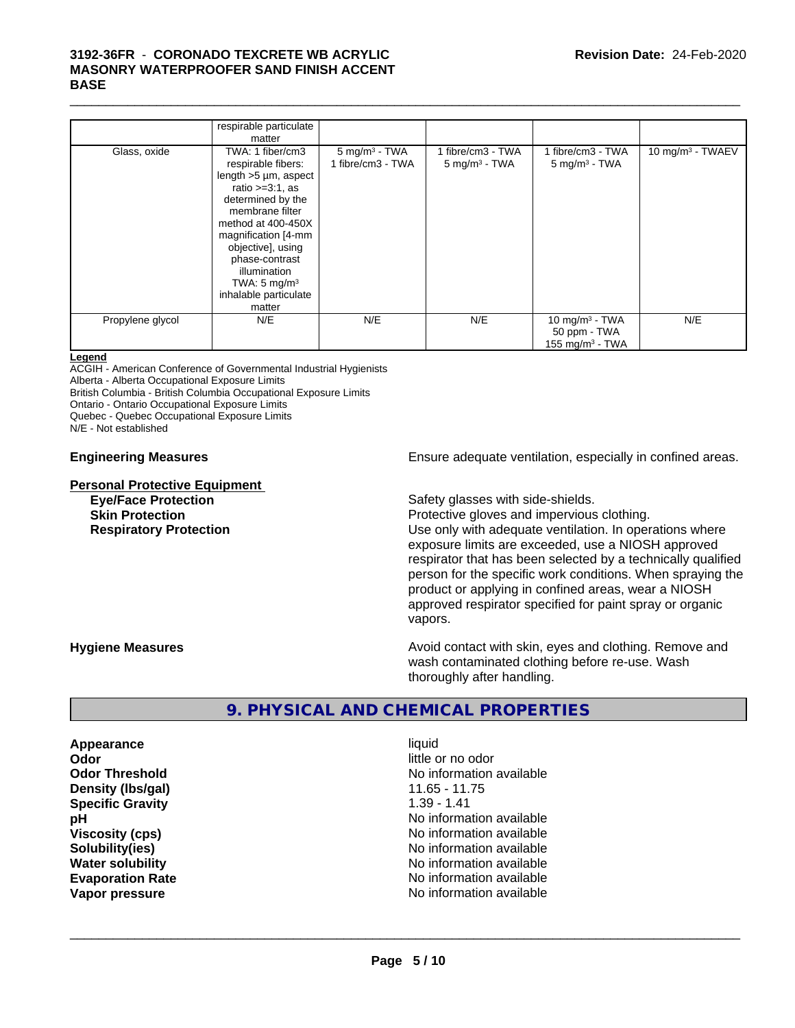| | respirable particulate matter | | | | |
|---|---|---|---|---|---|
| Glass, oxide | TWA: 1 fiber/cm3 respirable fibers: length >5 µm, aspect ratio >=3:1, as determined by the membrane filter method at 400-450X magnification [4-mm objective], using phase-contrast illumination TWA: 5 mg/m$^3$ inhalable particulate matter | 5 mg/m$^3$ - TWA 1 fibre/cm3 - TWA | 1 fibre/cm3 - TWA 5 mg/m$^3$ - TWA | 1 fibre/cm3 - TWA 5 mg/m$^3$ - TWA | 10 mg/m$^3$ - TWAEV |
| Propylene glycol | N/E | N/E | N/E | 10 mg/m$^3$ - TWA 50 ppm - TWA 155 mg/m$^3$ - TWA | N/E |

**Legend**

ACGIH - American Conference of Governmental Industrial Hygienists
Alberta - Alberta Occupational Exposure Limits
British Columbia - British Columbia Occupational Exposure Limits
Ontario - Ontario Occupational Exposure Limits
Quebec - Quebec Occupational Exposure Limits
N/E - Not established

**Engineering Measures** Ensure adequate ventilation, especially in confined areas.

**Personal Protective Equipment**

**Eye/Face Protection** Safety glasses with side-shields.

**Skin Protection** Protective gloves and impervious clothing.

**Respiratory Protection** Use only with adequate ventilation. In operations where exposure limits are exceeded, use a NIOSH approved respirator that has been selected by a technically qualified person for the specific work conditions. When spraying the product or applying in confined areas, wear a NIOSH approved respirator specified for paint spray or organic vapors.

**Hygiene Measures** Avoid contact with skin, eyes and clothing. Remove and wash contaminated clothing before re-use. Wash thoroughly after handling.

## 9. PHYSICAL AND CHEMICAL PROPERTIES

**Appearance** liquid
**Odor** little or no odor
**Odor Threshold** No information available
**Density (lbs/gal)** 11.65 - 11.75
**Specific Gravity** 1.39 - 1.41
**pH** No information available
**Viscosity (cps)** No information available
**Solubility(ies)** No information available
**Water solubility** No information available
**Evaporation Rate** No information available
**Vapor pressure** No information available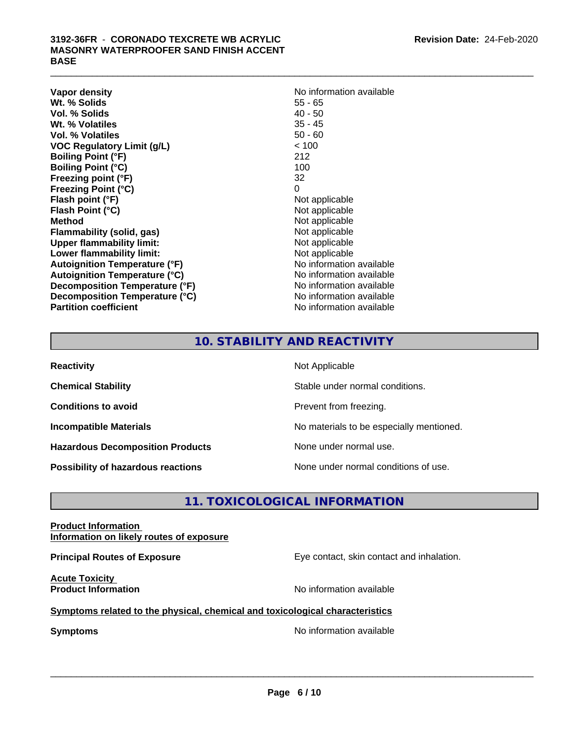| | |
|---|---|
| **Vapor density** | No information available |
| **Wt. % Solids** | 55 - 65 |
| **Vol. % Solids** | 40 - 50 |
| **Wt. % Volatiles** | 35 - 45 |
| **Vol. % Volatiles** | 50 - 60 |
| **VOC Regulatory Limit (g/L)** | < 100 |
| **Boiling Point (°F)** | 212 |
| **Boiling Point (°C)** | 100 |
| **Freezing point (°F)** | 32 |
| **Freezing Point (°C)** | 0 |
| **Flash point (°F)** | Not applicable |
| **Flash Point (°C)** | Not applicable |
| **Method** | Not applicable |
| **Flammability (solid, gas)** | Not applicable |
| **Upper flammability limit:** | Not applicable |
| **Lower flammability limit:** | Not applicable |
| **Autoignition Temperature (°F)** | No information available |
| **Autoignition Temperature (°C)** | No information available |
| **Decomposition Temperature (°F)** | No information available |
| **Decomposition Temperature (°C)** | No information available |
| **Partition coefficient** | No information available |

## 10. STABILITY AND REACTIVITY

| | |
|---|---|
| **Reactivity** | Not Applicable |
| **Chemical Stability** | Stable under normal conditions. |
| **Conditions to avoid** | Prevent from freezing. |
| **Incompatible Materials** | No materials to be especially mentioned. |
| **Hazardous Decomposition Products** | None under normal use. |
| **Possibility of hazardous reactions** | None under normal conditions of use. |

## 11. TOXICOLOGICAL INFORMATION

**Product Information**

**Information on likely routes of exposure**

**Principal Routes of Exposure** — Eye contact, skin contact and inhalation.

**Acute Toxicity**

**Product Information** — No information available

**Symptoms related to the physical, chemical and toxicological characteristics**

**Symptoms** — No information available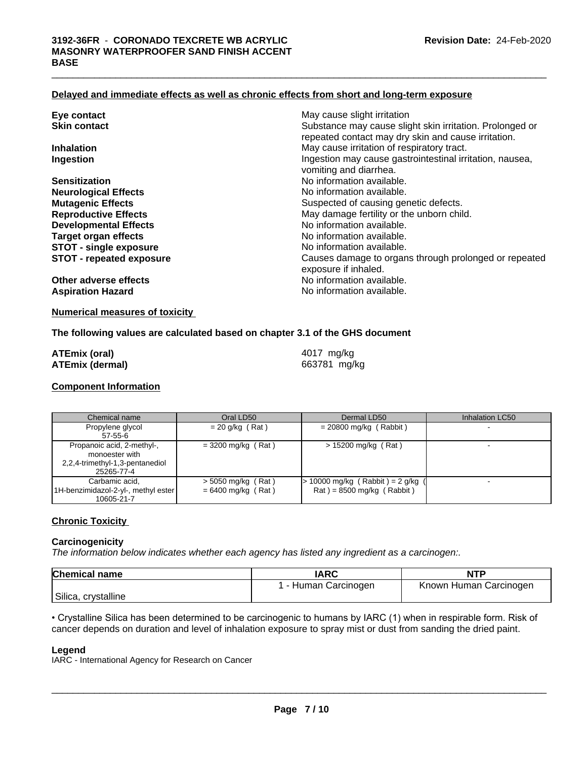### Delayed and immediate effects as well as chronic effects from short and long-term exposure

| | |
|---|---|
| **Eye contact** | May cause slight irritation |
| **Skin contact** | Substance may cause slight skin irritation. Prolonged or repeated contact may dry skin and cause irritation. |
| **Inhalation** | May cause irritation of respiratory tract. |
| **Ingestion** | Ingestion may cause gastrointestinal irritation, nausea, vomiting and diarrhea. |
| **Sensitization** | No information available. |
| **Neurological Effects** | No information available. |
| **Mutagenic Effects** | Suspected of causing genetic defects. |
| **Reproductive Effects** | May damage fertility or the unborn child. |
| **Developmental Effects** | No information available. |
| **Target organ effects** | No information available. |
| **STOT - single exposure** | No information available. |
| **STOT - repeated exposure** | Causes damage to organs through prolonged or repeated exposure if inhaled. |
| **Other adverse effects** | No information available. |
| **Aspiration Hazard** | No information available. |

### Numerical measures of toxicity

**The following values are calculated based on chapter 3.1 of the GHS document**

| | |
|---|---|
| **ATEmix (oral)** | 4017 mg/kg |
| **ATEmix (dermal)** | 663781 mg/kg |

### Component Information

| Chemical name | Oral LD50 | Dermal LD50 | Inhalation LC50 |
|---|---|---|---|
| Propylene glycol<br>57-55-6 | = 20 g/kg ( Rat ) | = 20800 mg/kg ( Rabbit ) | - |
| Propanoic acid, 2-methyl-, monoester with 2,2,4-trimethyl-1,3-pentanediol<br>25265-77-4 | = 3200 mg/kg ( Rat ) | > 15200 mg/kg ( Rat ) | - |
| Carbamic acid, 1H-benzimidazol-2-yl-, methyl ester<br>10605-21-7 | > 5050 mg/kg ( Rat )<br>= 6400 mg/kg ( Rat ) | > 10000 mg/kg ( Rabbit ) = 2 g/kg ( Rat ) = 8500 mg/kg ( Rabbit ) | - |

### Chronic Toxicity

#### Carcinogenicity

*The information below indicates whether each agency has listed any ingredient as a carcinogen:.*

| Chemical name | IARC | NTP |
|---|---|---|
| Silica, crystalline | 1 - Human Carcinogen | Known Human Carcinogen |

• Crystalline Silica has been determined to be carcinogenic to humans by IARC (1) when in respirable form. Risk of cancer depends on duration and level of inhalation exposure to spray mist or dust from sanding the dried paint.

#### Legend

IARC - International Agency for Research on Cancer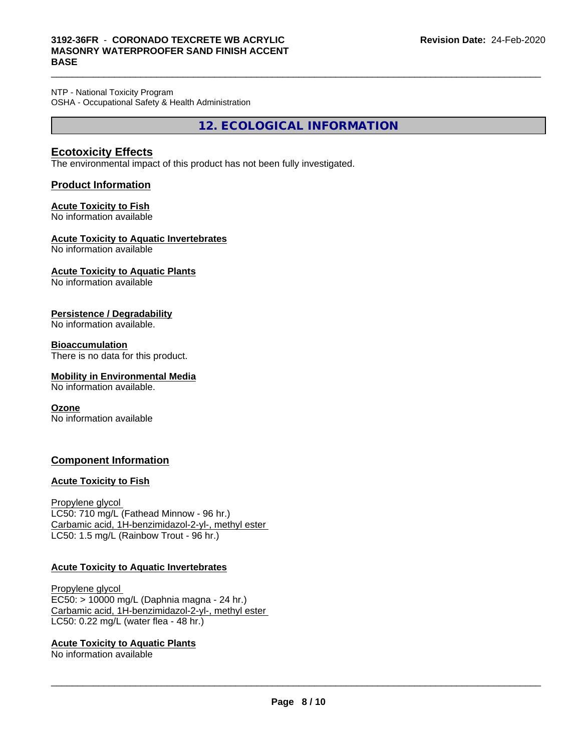NTP - National Toxicity Program
OSHA - Occupational Safety & Health Administration

# 12. ECOLOGICAL INFORMATION

## Ecotoxicity Effects

The environmental impact of this product has not been fully investigated.

## Product Information

**Acute Toxicity to Fish**
No information available

**Acute Toxicity to Aquatic Invertebrates**
No information available

**Acute Toxicity to Aquatic Plants**
No information available

**Persistence / Degradability**
No information available.

**Bioaccumulation**
There is no data for this product.

**Mobility in Environmental Media**
No information available.

**Ozone**
No information available

## Component Information

**Acute Toxicity to Fish**

Propylene glycol
LC50: 710 mg/L (Fathead Minnow - 96 hr.)
Carbamic acid, 1H-benzimidazol-2-yl-, methyl ester
LC50: 1.5 mg/L (Rainbow Trout - 96 hr.)

**Acute Toxicity to Aquatic Invertebrates**

Propylene glycol
EC50: > 10000 mg/L (Daphnia magna - 24 hr.)
Carbamic acid, 1H-benzimidazol-2-yl-, methyl ester
LC50: 0.22 mg/L (water flea - 48 hr.)

**Acute Toxicity to Aquatic Plants**
No information available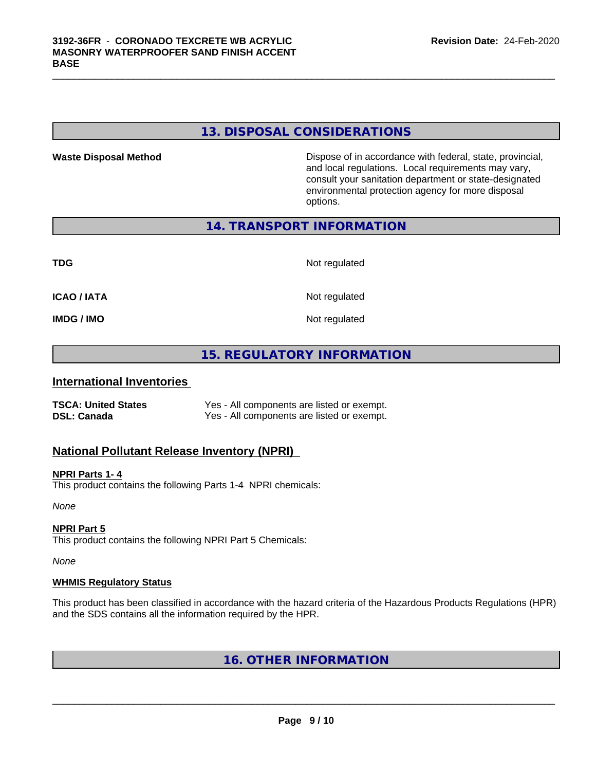## 13. DISPOSAL CONSIDERATIONS

**Waste Disposal Method**

Dispose of in accordance with federal, state, provincial, and local regulations. Local requirements may vary, consult your sanitation department or state-designated environmental protection agency for more disposal options.

## 14. TRANSPORT INFORMATION

| | |
|---|---|
| **TDG** | Not regulated |
| **ICAO / IATA** | Not regulated |
| **IMDG / IMO** | Not regulated |

## 15. REGULATORY INFORMATION

### International Inventories

| | |
|---|---|
| **TSCA: United States** | Yes - All components are listed or exempt. |
| **DSL: Canada** | Yes - All components are listed or exempt. |

### National Pollutant Release Inventory (NPRI)

**NPRI Parts 1- 4**

This product contains the following Parts 1-4 NPRI chemicals:

*None*

**NPRI Part 5**

This product contains the following NPRI Part 5 Chemicals:

*None*

**WHMIS Regulatory Status**

This product has been classified in accordance with the hazard criteria of the Hazardous Products Regulations (HPR) and the SDS contains all the information required by the HPR.

## 16. OTHER INFORMATION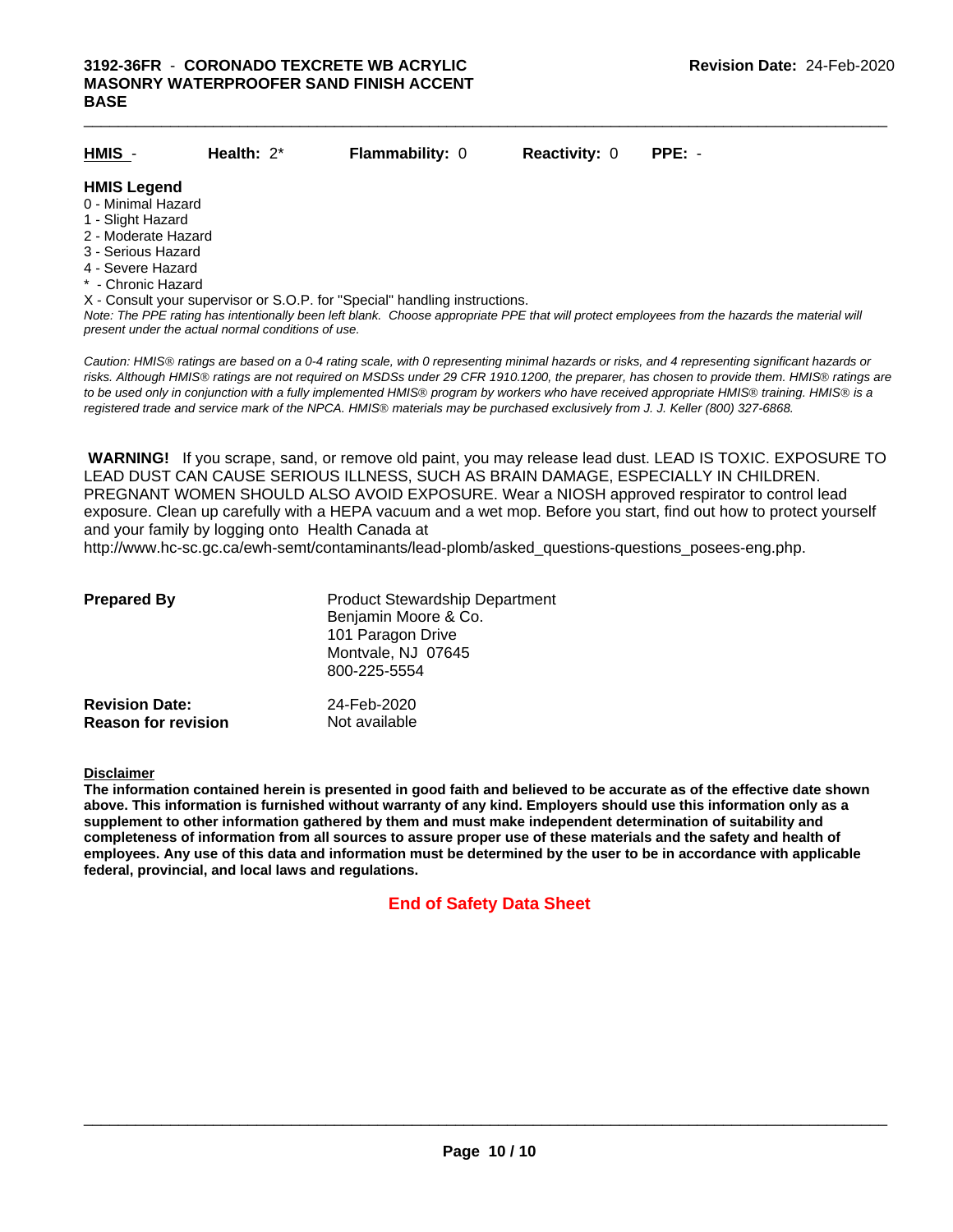| HMIS - | Health: 2* | Flammability: 0 | Reactivity: 0 | PPE: - |
|---|---|---|---|---|

**HMIS Legend**

0 - Minimal Hazard
1 - Slight Hazard
2 - Moderate Hazard
3 - Serious Hazard
4 - Severe Hazard
* - Chronic Hazard
X - Consult your supervisor or S.O.P. for "Special" handling instructions.

*Note: The PPE rating has intentionally been left blank. Choose appropriate PPE that will protect employees from the hazards the material will present under the actual normal conditions of use.*

*Caution: HMIS® ratings are based on a 0-4 rating scale, with 0 representing minimal hazards or risks, and 4 representing significant hazards or risks. Although HMIS® ratings are not required on MSDSs under 29 CFR 1910.1200, the preparer, has chosen to provide them. HMIS® ratings are to be used only in conjunction with a fully implemented HMIS® program by workers who have received appropriate HMIS® training. HMIS® is a registered trade and service mark of the NPCA. HMIS® materials may be purchased exclusively from J. J. Keller (800) 327-6868.*

**WARNING!** If you scrape, sand, or remove old paint, you may release lead dust. LEAD IS TOXIC. EXPOSURE TO LEAD DUST CAN CAUSE SERIOUS ILLNESS, SUCH AS BRAIN DAMAGE, ESPECIALLY IN CHILDREN. PREGNANT WOMEN SHOULD ALSO AVOID EXPOSURE. Wear a NIOSH approved respirator to control lead exposure. Clean up carefully with a HEPA vacuum and a wet mop. Before you start, find out how to protect yourself and your family by logging onto Health Canada at http://www.hc-sc.gc.ca/ewh-semt/contaminants/lead-plomb/asked_questions-questions_posees-eng.php.

**Prepared By**
Product Stewardship Department
Benjamin Moore & Co.
101 Paragon Drive
Montvale, NJ 07645
800-225-5554

**Revision Date:** 24-Feb-2020
**Reason for revision** Not available

**Disclaimer**

**The information contained herein is presented in good faith and believed to be accurate as of the effective date shown above. This information is furnished without warranty of any kind. Employers should use this information only as a supplement to other information gathered by them and must make independent determination of suitability and completeness of information from all sources to assure proper use of these materials and the safety and health of employees. Any use of this data and information must be determined by the user to be in accordance with applicable federal, provincial, and local laws and regulations.**

**End of Safety Data Sheet**